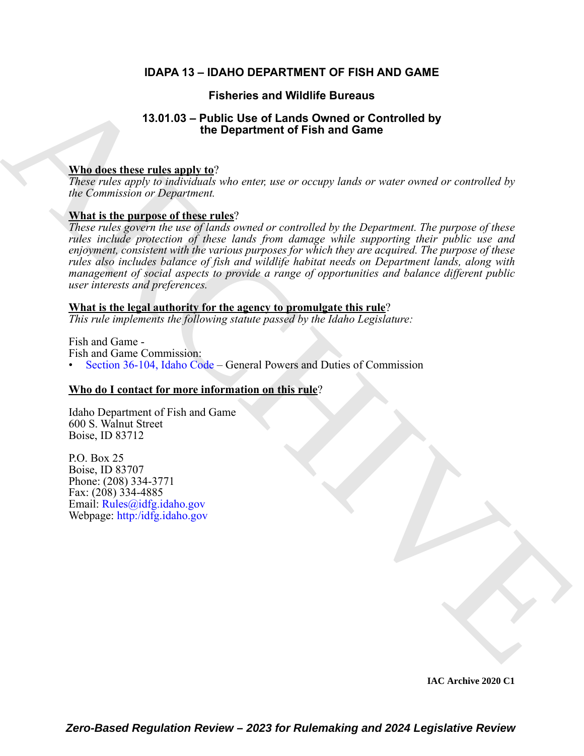# IDAPA 13 – IDAHO DEPARTMENT OF FISH AND GAME

## Fisheries and Wildlife Bureaus

## 13.01.03 – Public Use of Lands Owned or Controlled by the Department of Fish and Game

**Who does these rules apply to?**

*These rules apply to individuals who enter, use or occupy lands or water owned or controlled by the Commission or Department.*

**What is the purpose of these rules?**

*These rules govern the use of lands owned or controlled by the Department. The purpose of these rules include protection of these lands from damage while supporting their public use and enjoyment, consistent with the various purposes for which they are acquired. The purpose of these rules also includes balance of fish and wildlife habitat needs on Department lands, along with management of social aspects to provide a range of opportunities and balance different public user interests and preferences.*

**What is the legal authority for the agency to promulgate this rule?**

*This rule implements the following statute passed by the Idaho Legislature:*

Fish and Game -
Fish and Game Commission:
- Section 36-104, Idaho Code – General Powers and Duties of Commission

**Who do I contact for more information on this rule?**

Idaho Department of Fish and Game
600 S. Walnut Street
Boise, ID 83712

P.O. Box 25
Boise, ID 83707
Phone: (208) 334-3771
Fax: (208) 334-4885
Email: Rules@idfg.idaho.gov
Webpage: http:/idfg.idaho.gov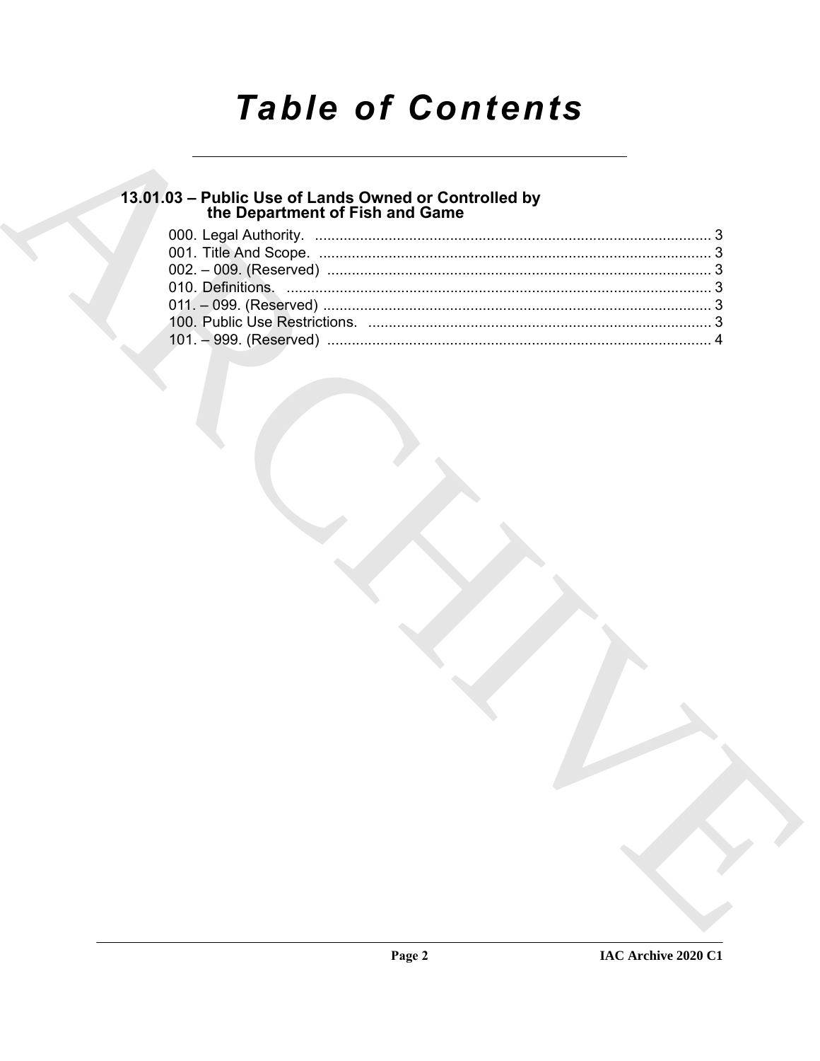# Table of Contents

## 13.01.03 – Public Use of Lands Owned or Controlled by the Department of Fish and Game

000. Legal Authority. ................................................................................................ 3
001. Title And Scope. ................................................................................................ 3
002. – 009. (Reserved) .............................................................................................. 3
010. Definitions. ....................................................................................................... 3
011. – 099. (Reserved) .............................................................................................. 3
100. Public Use Restrictions. .................................................................................... 3
101. – 999. (Reserved) .............................................................................................. 4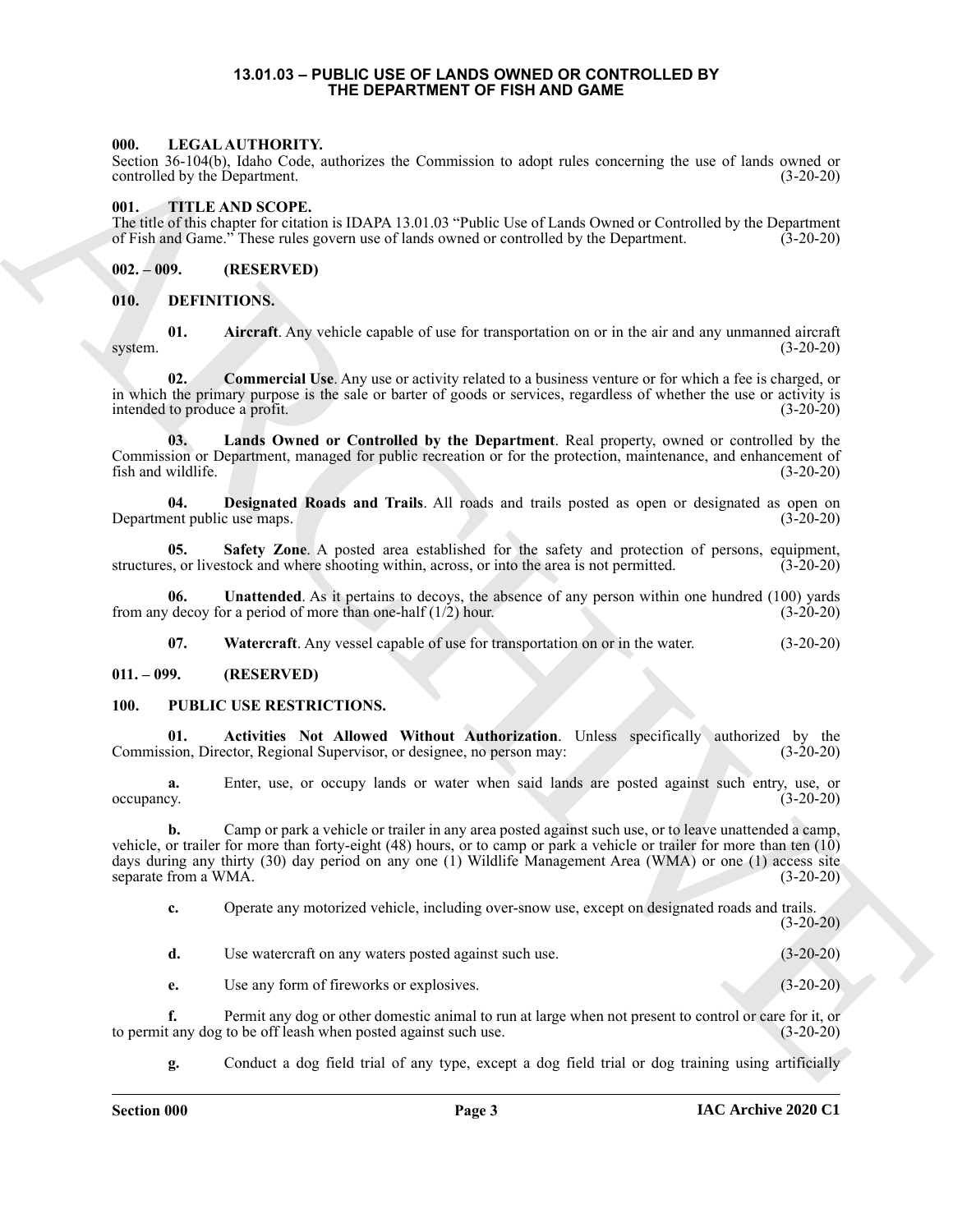# 13.01.03 – PUBLIC USE OF LANDS OWNED OR CONTROLLED BY THE DEPARTMENT OF FISH AND GAME

### 000. LEGAL AUTHORITY.

Section 36-104(b), Idaho Code, authorizes the Commission to adopt rules concerning the use of lands owned or controlled by the Department. (3-20-20)

### 001. TITLE AND SCOPE.

The title of this chapter for citation is IDAPA 13.01.03 "Public Use of Lands Owned or Controlled by the Department of Fish and Game." These rules govern use of lands owned or controlled by the Department. (3-20-20)

### 002. – 009. (RESERVED)

### 010. DEFINITIONS.

**01. Aircraft**. Any vehicle capable of use for transportation on or in the air and any unmanned aircraft system. (3-20-20)

**02. Commercial Use**. Any use or activity related to a business venture or for which a fee is charged, or in which the primary purpose is the sale or barter of goods or services, regardless of whether the use or activity is intended to produce a profit. (3-20-20)

**03. Lands Owned or Controlled by the Department**. Real property, owned or controlled by the Commission or Department, managed for public recreation or for the protection, maintenance, and enhancement of fish and wildlife. (3-20-20)

**04. Designated Roads and Trails**. All roads and trails posted as open or designated as open on Department public use maps. (3-20-20)

**05. Safety Zone**. A posted area established for the safety and protection of persons, equipment, structures, or livestock and where shooting within, across, or into the area is not permitted. (3-20-20)

**06. Unattended**. As it pertains to decoys, the absence of any person within one hundred (100) yards from any decoy for a period of more than one-half (1/2) hour. (3-20-20)

**07. Watercraft**. Any vessel capable of use for transportation on or in the water. (3-20-20)

### 011. – 099. (RESERVED)

### 100. PUBLIC USE RESTRICTIONS.

**01. Activities Not Allowed Without Authorization**. Unless specifically authorized by the Commission, Director, Regional Supervisor, or designee, no person may: (3-20-20)

**a.** Enter, use, or occupy lands or water when said lands are posted against such entry, use, or occupancy. (3-20-20)

**b.** Camp or park a vehicle or trailer in any area posted against such use, or to leave unattended a camp, vehicle, or trailer for more than forty-eight (48) hours, or to camp or park a vehicle or trailer for more than ten (10) days during any thirty (30) day period on any one (1) Wildlife Management Area (WMA) or one (1) access site separate from a WMA. (3-20-20)

**c.** Operate any motorized vehicle, including over-snow use, except on designated roads and trails. (3-20-20)

**d.** Use watercraft on any waters posted against such use. (3-20-20)

**e.** Use any form of fireworks or explosives. (3-20-20)

**f.** Permit any dog or other domestic animal to run at large when not present to control or care for it, or to permit any dog to be off leash when posted against such use. (3-20-20)

**g.** Conduct a dog field trial of any type, except a dog field trial or dog training using artificially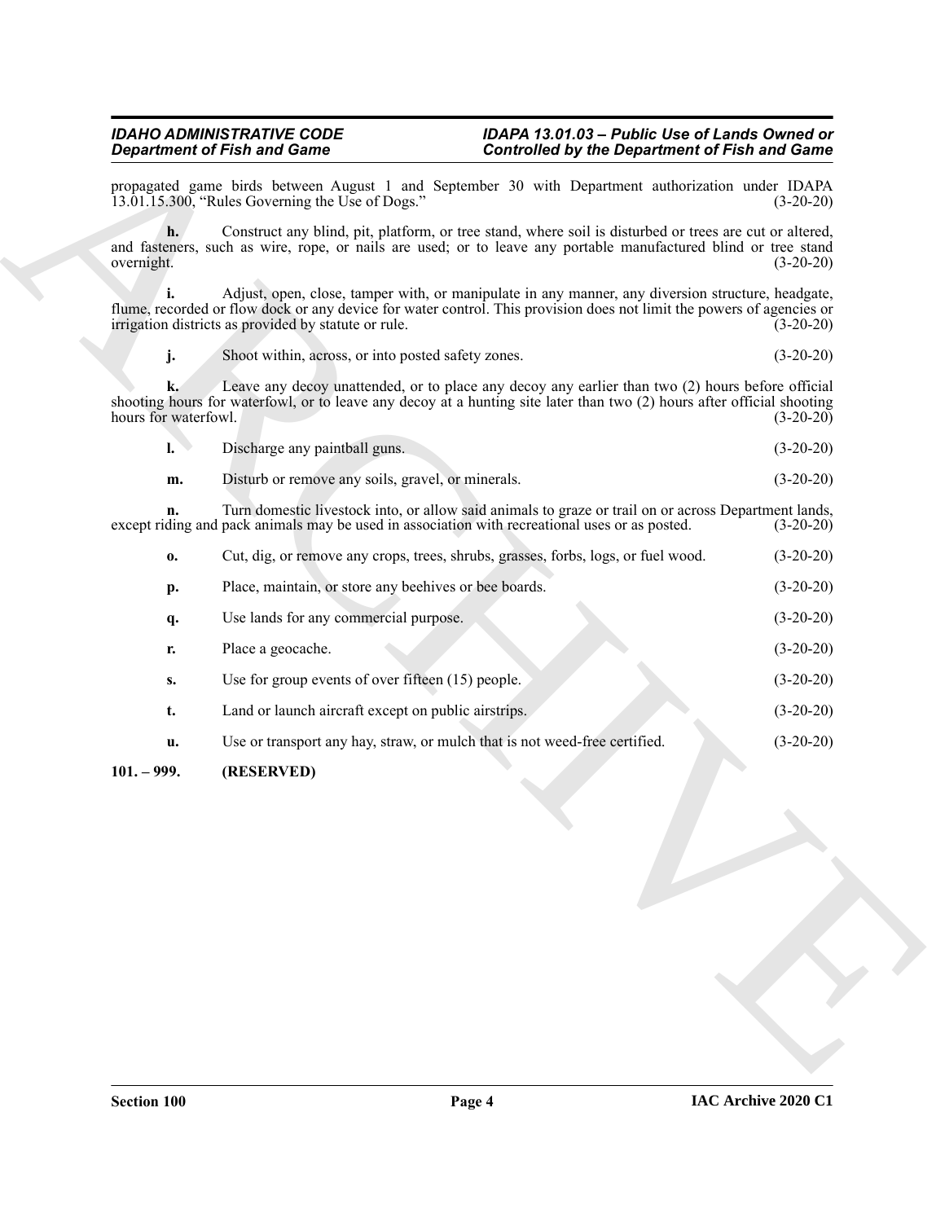propagated game birds between August 1 and September 30 with Department authorization under IDAPA 13.01.15.300, "Rules Governing the Use of Dogs." (3-20-20)

**h.** Construct any blind, pit, platform, or tree stand, where soil is disturbed or trees are cut or altered, and fasteners, such as wire, rope, or nails are used; or to leave any portable manufactured blind or tree stand overnight. (3-20-20)

**i.** Adjust, open, close, tamper with, or manipulate in any manner, any diversion structure, headgate, flume, recorded or flow dock or any device for water control. This provision does not limit the powers of agencies or irrigation districts as provided by statute or rule. (3-20-20)

**j.** Shoot within, across, or into posted safety zones. (3-20-20)

**k.** Leave any decoy unattended, or to place any decoy any earlier than two (2) hours before official shooting hours for waterfowl, or to leave any decoy at a hunting site later than two (2) hours after official shooting hours for waterfowl. (3-20-20)

**l.** Discharge any paintball guns. (3-20-20)

**m.** Disturb or remove any soils, gravel, or minerals. (3-20-20)

**n.** Turn domestic livestock into, or allow said animals to graze or trail on or across Department lands, except riding and pack animals may be used in association with recreational uses or as posted. (3-20-20)

**o.** Cut, dig, or remove any crops, trees, shrubs, grasses, forbs, logs, or fuel wood. (3-20-20)

**p.** Place, maintain, or store any beehives or bee boards. (3-20-20)

**q.** Use lands for any commercial purpose. (3-20-20)

**r.** Place a geocache. (3-20-20)

**s.** Use for group events of over fifteen (15) people. (3-20-20)

**t.** Land or launch aircraft except on public airstrips. (3-20-20)

**u.** Use or transport any hay, straw, or mulch that is not weed-free certified. (3-20-20)

**101. – 999. (RESERVED)**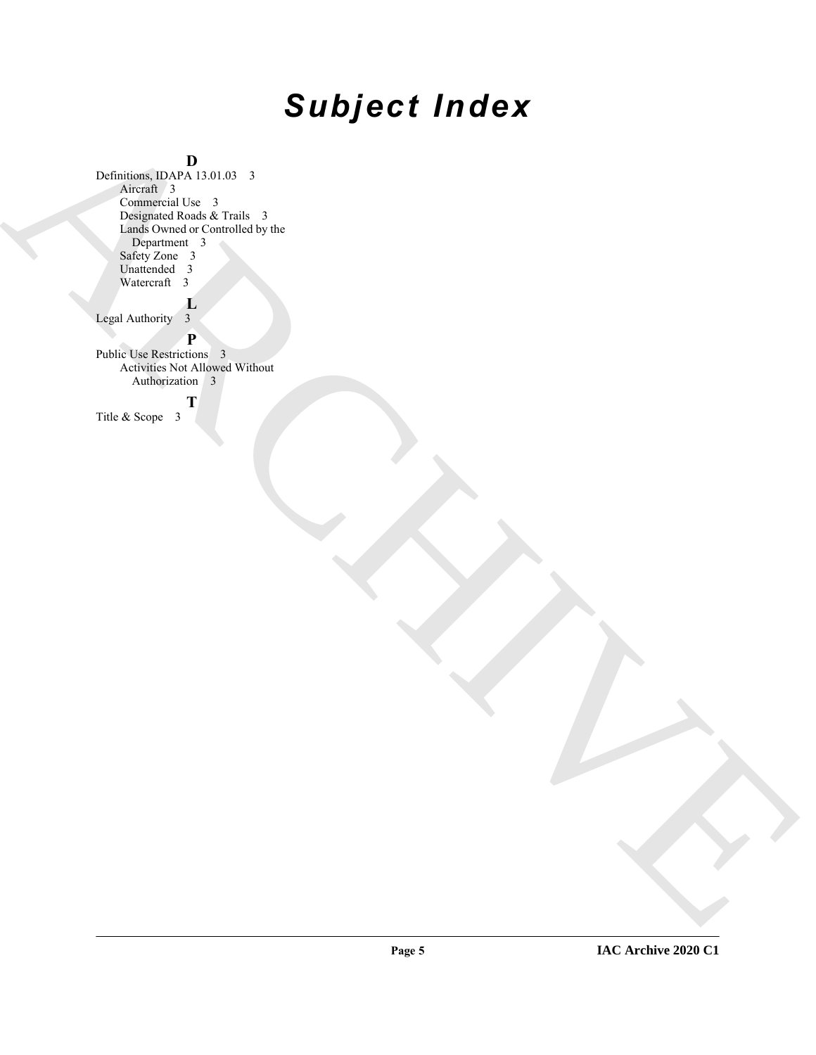# *Subject Index*

**D**

Definitions, IDAPA 13.01.03 3
- Aircraft 3
- Commercial Use 3
- Designated Roads & Trails 3
- Lands Owned or Controlled by the Department 3
- Safety Zone 3
- Unattended 3
- Watercraft 3

**L**

Legal Authority 3

**P**

Public Use Restrictions 3
- Activities Not Allowed Without Authorization 3

**T**

Title & Scope 3